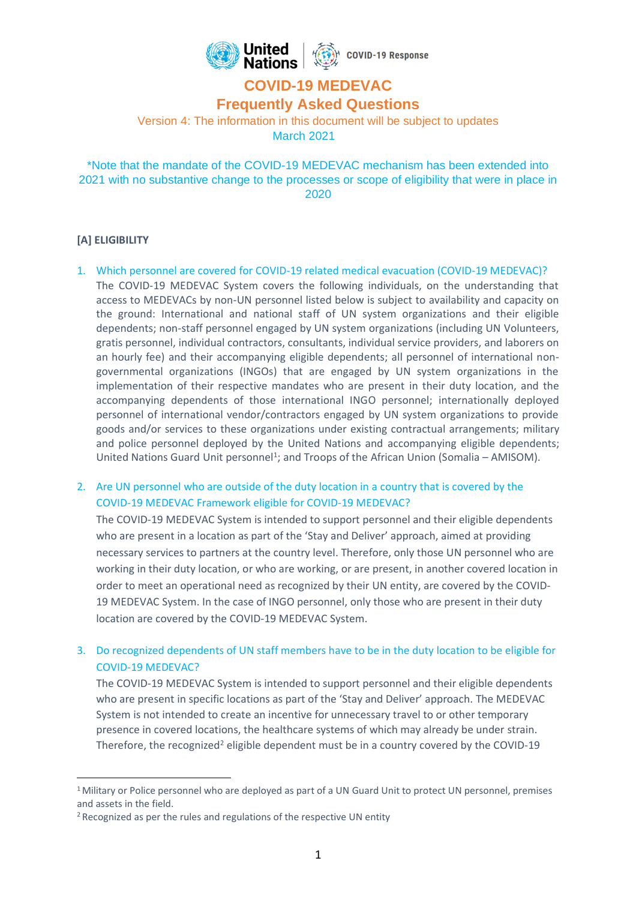United Nations | COVID-19 Response

# COVID-19 MEDEVAC
# Frequently Asked Questions

Version 4: The information in this document will be subject to updates
March 2021

*Note that the mandate of the COVID-19 MEDEVAC mechanism has been extended into 2021 with no substantive change to the processes or scope of eligibility that were in place in 2020

## [A] ELIGIBILITY

1. **Which personnel are covered for COVID-19 related medical evacuation (COVID-19 MEDEVAC)?**
   The COVID-19 MEDEVAC System covers the following individuals, on the understanding that access to MEDEVACs by non-UN personnel listed below is subject to availability and capacity on the ground: International and national staff of UN system organizations and their eligible dependents; non-staff personnel engaged by UN system organizations (including UN Volunteers, gratis personnel, individual contractors, consultants, individual service providers, and laborers on an hourly fee) and their accompanying eligible dependents; all personnel of international non-governmental organizations (INGOs) that are engaged by UN system organizations in the implementation of their respective mandates who are present in their duty location, and the accompanying dependents of those international INGO personnel; internationally deployed personnel of international vendor/contractors engaged by UN system organizations to provide goods and/or services to these organizations under existing contractual arrangements; military and police personnel deployed by the United Nations and accompanying eligible dependents; United Nations Guard Unit personnel[1]; and Troops of the African Union (Somalia – AMISOM).

2. **Are UN personnel who are outside of the duty location in a country that is covered by the COVID-19 MEDEVAC Framework eligible for COVID-19 MEDEVAC?**
   The COVID-19 MEDEVAC System is intended to support personnel and their eligible dependents who are present in a location as part of the 'Stay and Deliver' approach, aimed at providing necessary services to partners at the country level. Therefore, only those UN personnel who are working in their duty location, or who are working, or are present, in another covered location in order to meet an operational need as recognized by their UN entity, are covered by the COVID-19 MEDEVAC System. In the case of INGO personnel, only those who are present in their duty location are covered by the COVID-19 MEDEVAC System.

3. **Do recognized dependents of UN staff members have to be in the duty location to be eligible for COVID-19 MEDEVAC?**
   The COVID-19 MEDEVAC System is intended to support personnel and their eligible dependents who are present in specific locations as part of the 'Stay and Deliver' approach. The MEDEVAC System is not intended to create an incentive for unnecessary travel to or other temporary presence in covered locations, the healthcare systems of which may already be under strain. Therefore, the recognized[2] eligible dependent must be in a country covered by the COVID-19

---

[1] Military or Police personnel who are deployed as part of a UN Guard Unit to protect UN personnel, premises and assets in the field.

[2] Recognized as per the rules and regulations of the respective UN entity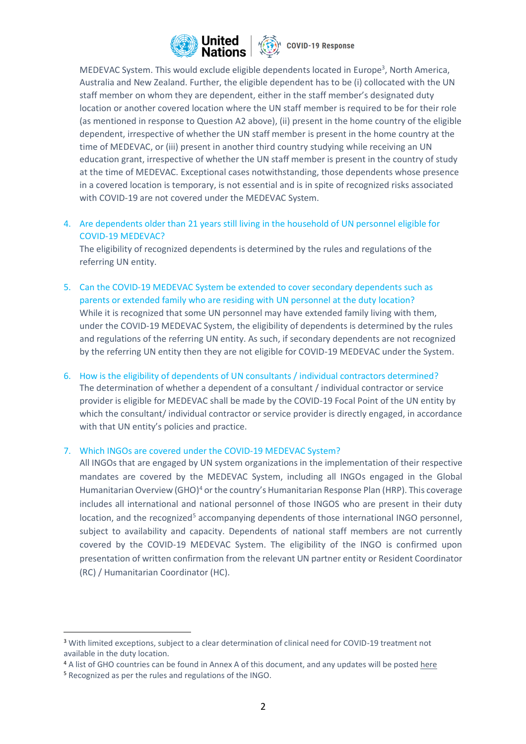MEDEVAC System. This would exclude eligible dependents located in Europe[3], North America, Australia and New Zealand. Further, the eligible dependent has to be (i) collocated with the UN staff member on whom they are dependent, either in the staff member's designated duty location or another covered location where the UN staff member is required to be for their role (as mentioned in response to Question A2 above), (ii) present in the home country of the eligible dependent, irrespective of whether the UN staff member is present in the home country at the time of MEDEVAC, or (iii) present in another third country studying while receiving an UN education grant, irrespective of whether the UN staff member is present in the country of study at the time of MEDEVAC. Exceptional cases notwithstanding, those dependents whose presence in a covered location is temporary, is not essential and is in spite of recognized risks associated with COVID-19 are not covered under the MEDEVAC System.

4. Are dependents older than 21 years still living in the household of UN personnel eligible for COVID-19 MEDEVAC?
   The eligibility of recognized dependents is determined by the rules and regulations of the referring UN entity.

5. Can the COVID-19 MEDEVAC System be extended to cover secondary dependents such as parents or extended family who are residing with UN personnel at the duty location?
   While it is recognized that some UN personnel may have extended family living with them, under the COVID-19 MEDEVAC System, the eligibility of dependents is determined by the rules and regulations of the referring UN entity. As such, if secondary dependents are not recognized by the referring UN entity then they are not eligible for COVID-19 MEDEVAC under the System.

6. How is the eligibility of dependents of UN consultants / individual contractors determined?
   The determination of whether a dependent of a consultant / individual contractor or service provider is eligible for MEDEVAC shall be made by the COVID-19 Focal Point of the UN entity by which the consultant/ individual contractor or service provider is directly engaged, in accordance with that UN entity's policies and practice.

7. Which INGOs are covered under the COVID-19 MEDEVAC System?
   All INGOs that are engaged by UN system organizations in the implementation of their respective mandates are covered by the MEDEVAC System, including all INGOs engaged in the Global Humanitarian Overview (GHO)[4] or the country's Humanitarian Response Plan (HRP). This coverage includes all international and national personnel of those INGOS who are present in their duty location, and the recognized[5] accompanying dependents of those international INGO personnel, subject to availability and capacity. Dependents of national staff members are not currently covered by the COVID-19 MEDEVAC System. The eligibility of the INGO is confirmed upon presentation of written confirmation from the relevant UN partner entity or Resident Coordinator (RC) / Humanitarian Coordinator (HC).

---

[3] With limited exceptions, subject to a clear determination of clinical need for COVID-19 treatment not available in the duty location.

[4] A list of GHO countries can be found in Annex A of this document, and any updates will be posted here

[5] Recognized as per the rules and regulations of the INGO.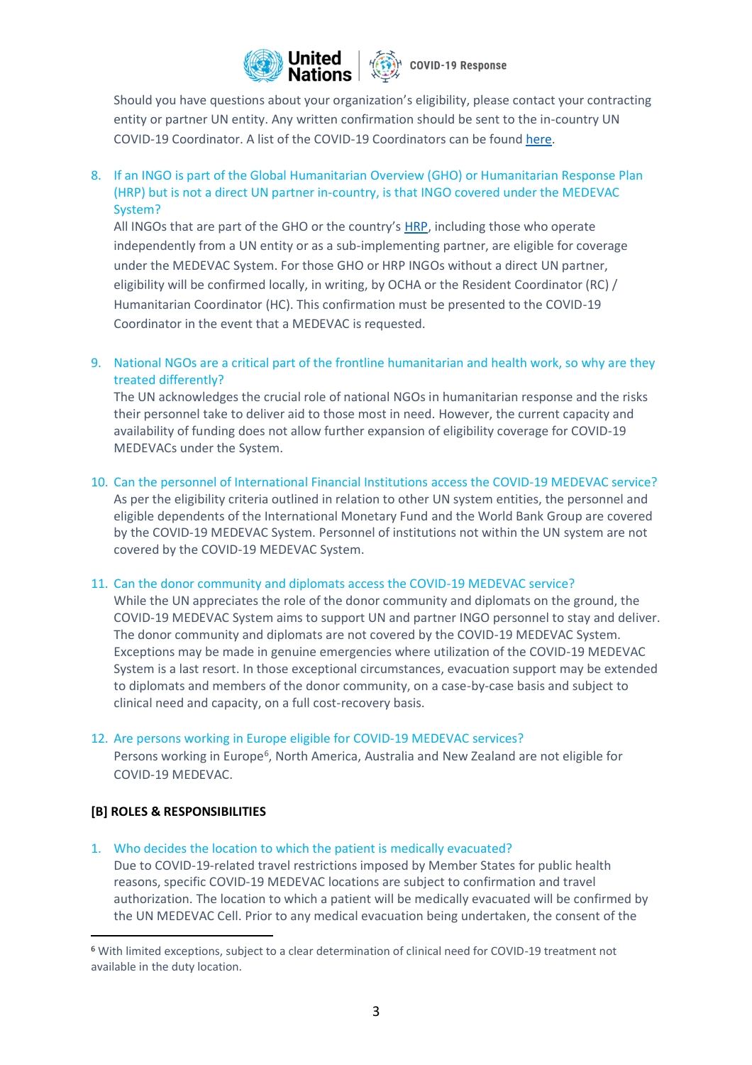Should you have questions about your organization's eligibility, please contact your contracting entity or partner UN entity. Any written confirmation should be sent to the in-country UN COVID-19 Coordinator. A list of the COVID-19 Coordinators can be found here.

8. **If an INGO is part of the Global Humanitarian Overview (GHO) or Humanitarian Response Plan (HRP) but is not a direct UN partner in-country, is that INGO covered under the MEDEVAC System?**
   All INGOs that are part of the GHO or the country's HRP, including those who operate independently from a UN entity or as a sub-implementing partner, are eligible for coverage under the MEDEVAC System. For those GHO or HRP INGOs without a direct UN partner, eligibility will be confirmed locally, in writing, by OCHA or the Resident Coordinator (RC) / Humanitarian Coordinator (HC). This confirmation must be presented to the COVID-19 Coordinator in the event that a MEDEVAC is requested.

9. **National NGOs are a critical part of the frontline humanitarian and health work, so why are they treated differently?**
   The UN acknowledges the crucial role of national NGOs in humanitarian response and the risks their personnel take to deliver aid to those most in need. However, the current capacity and availability of funding does not allow further expansion of eligibility coverage for COVID-19 MEDEVACs under the System.

10. **Can the personnel of International Financial Institutions access the COVID-19 MEDEVAC service?**
    As per the eligibility criteria outlined in relation to other UN system entities, the personnel and eligible dependents of the International Monetary Fund and the World Bank Group are covered by the COVID-19 MEDEVAC System. Personnel of institutions not within the UN system are not covered by the COVID-19 MEDEVAC System.

11. **Can the donor community and diplomats access the COVID-19 MEDEVAC service?**
    While the UN appreciates the role of the donor community and diplomats on the ground, the COVID-19 MEDEVAC System aims to support UN and partner INGO personnel to stay and deliver. The donor community and diplomats are not covered by the COVID-19 MEDEVAC System. Exceptions may be made in genuine emergencies where utilization of the COVID-19 MEDEVAC System is a last resort. In those exceptional circumstances, evacuation support may be extended to diplomats and members of the donor community, on a case-by-case basis and subject to clinical need and capacity, on a full cost-recovery basis.

12. **Are persons working in Europe eligible for COVID-19 MEDEVAC services?**
    Persons working in Europe[6], North America, Australia and New Zealand are not eligible for COVID-19 MEDEVAC.

## [B] ROLES & RESPONSIBILITIES

1. **Who decides the location to which the patient is medically evacuated?**
   Due to COVID-19-related travel restrictions imposed by Member States for public health reasons, specific COVID-19 MEDEVAC locations are subject to confirmation and travel authorization. The location to which a patient will be medically evacuated will be confirmed by the UN MEDEVAC Cell. Prior to any medical evacuation being undertaken, the consent of the

---

[6] With limited exceptions, subject to a clear determination of clinical need for COVID-19 treatment not available in the duty location.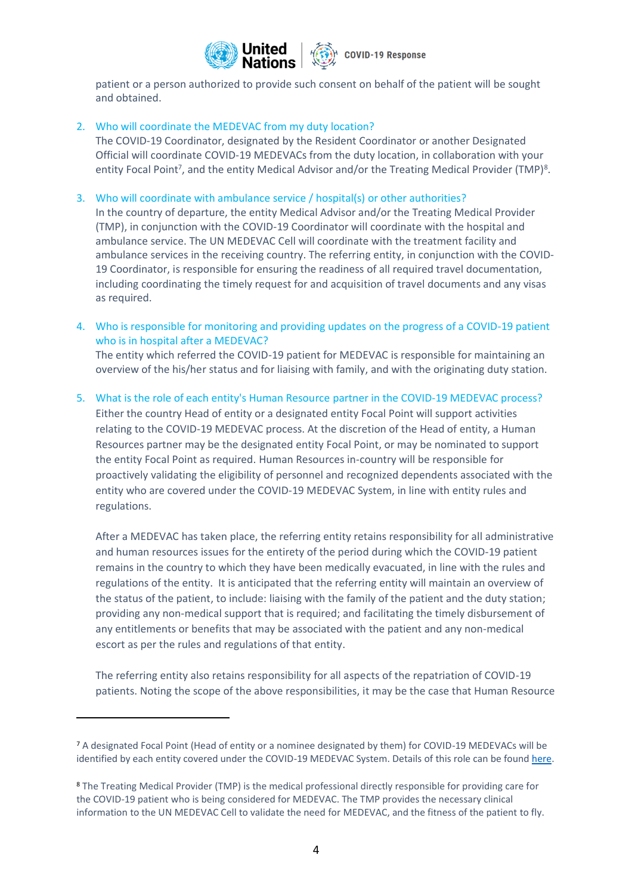patient or a person authorized to provide such consent on behalf of the patient will be sought and obtained.

2. Who will coordinate the MEDEVAC from my duty location?
   The COVID-19 Coordinator, designated by the Resident Coordinator or another Designated Official will coordinate COVID-19 MEDEVACs from the duty location, in collaboration with your entity Focal Point[7], and the entity Medical Advisor and/or the Treating Medical Provider (TMP)[8].

3. Who will coordinate with ambulance service / hospital(s) or other authorities?
   In the country of departure, the entity Medical Advisor and/or the Treating Medical Provider (TMP), in conjunction with the COVID-19 Coordinator will coordinate with the hospital and ambulance service. The UN MEDEVAC Cell will coordinate with the treatment facility and ambulance services in the receiving country. The referring entity, in conjunction with the COVID-19 Coordinator, is responsible for ensuring the readiness of all required travel documentation, including coordinating the timely request for and acquisition of travel documents and any visas as required.

4. Who is responsible for monitoring and providing updates on the progress of a COVID-19 patient who is in hospital after a MEDEVAC?
   The entity which referred the COVID-19 patient for MEDEVAC is responsible for maintaining an overview of the his/her status and for liaising with family, and with the originating duty station.

5. What is the role of each entity's Human Resource partner in the COVID-19 MEDEVAC process?
   Either the country Head of entity or a designated entity Focal Point will support activities relating to the COVID-19 MEDEVAC process. At the discretion of the Head of entity, a Human Resources partner may be the designated entity Focal Point, or may be nominated to support the entity Focal Point as required. Human Resources in-country will be responsible for proactively validating the eligibility of personnel and recognized dependents associated with the entity who are covered under the COVID-19 MEDEVAC System, in line with entity rules and regulations.

   After a MEDEVAC has taken place, the referring entity retains responsibility for all administrative and human resources issues for the entirety of the period during which the COVID-19 patient remains in the country to which they have been medically evacuated, in line with the rules and regulations of the entity. It is anticipated that the referring entity will maintain an overview of the status of the patient, to include: liaising with the family of the patient and the duty station; providing any non-medical support that is required; and facilitating the timely disbursement of any entitlements or benefits that may be associated with the patient and any non-medical escort as per the rules and regulations of that entity.

   The referring entity also retains responsibility for all aspects of the repatriation of COVID-19 patients. Noting the scope of the above responsibilities, it may be the case that Human Resource

---

[7] A designated Focal Point (Head of entity or a nominee designated by them) for COVID-19 MEDEVACs will be identified by each entity covered under the COVID-19 MEDEVAC System. Details of this role can be found here.

[8] The Treating Medical Provider (TMP) is the medical professional directly responsible for providing care for the COVID-19 patient who is being considered for MEDEVAC. The TMP provides the necessary clinical information to the UN MEDEVAC Cell to validate the need for MEDEVAC, and the fitness of the patient to fly.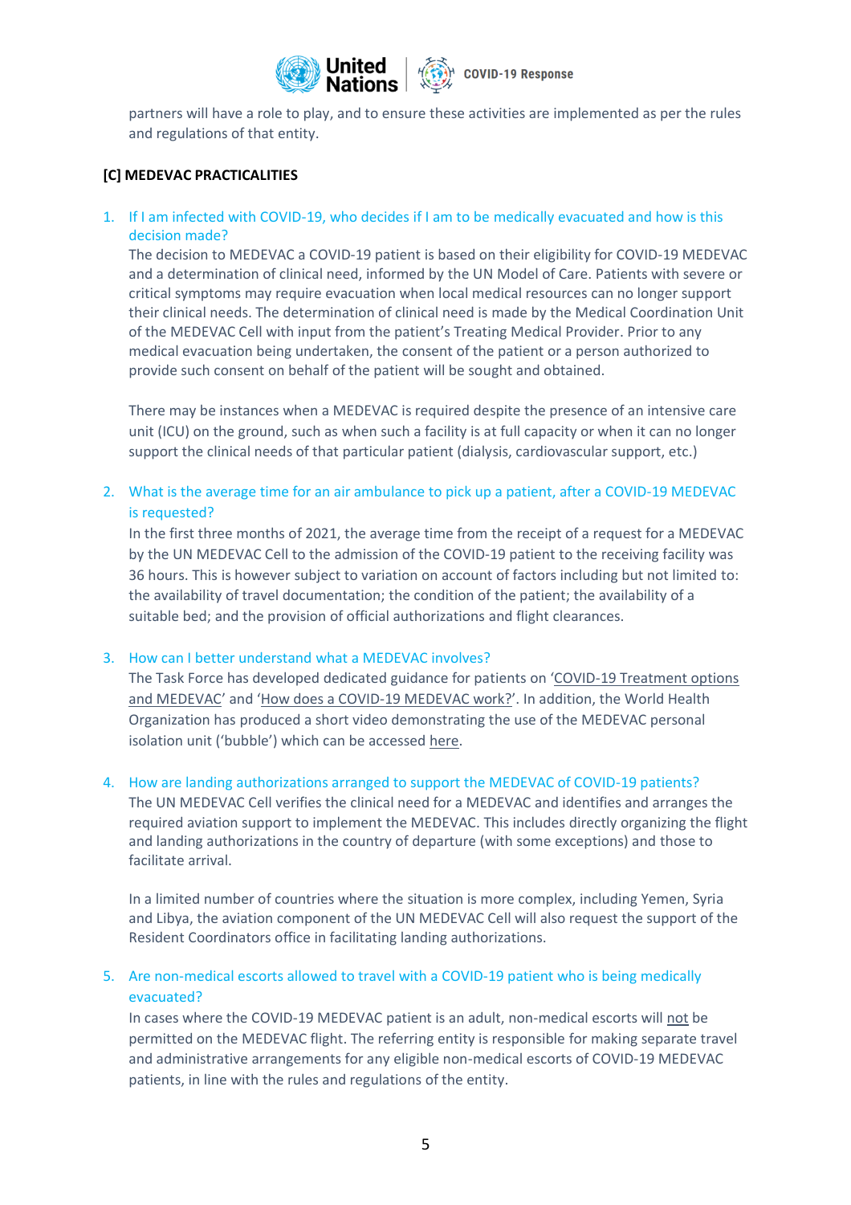partners will have a role to play, and to ensure these activities are implemented as per the rules and regulations of that entity.

## [C] MEDEVAC PRACTICALITIES

1. **If I am infected with COVID-19, who decides if I am to be medically evacuated and how is this decision made?**

   The decision to MEDEVAC a COVID-19 patient is based on their eligibility for COVID-19 MEDEVAC and a determination of clinical need, informed by the UN Model of Care. Patients with severe or critical symptoms may require evacuation when local medical resources can no longer support their clinical needs. The determination of clinical need is made by the Medical Coordination Unit of the MEDEVAC Cell with input from the patient's Treating Medical Provider. Prior to any medical evacuation being undertaken, the consent of the patient or a person authorized to provide such consent on behalf of the patient will be sought and obtained.

   There may be instances when a MEDEVAC is required despite the presence of an intensive care unit (ICU) on the ground, such as when such a facility is at full capacity or when it can no longer support the clinical needs of that particular patient (dialysis, cardiovascular support, etc.)

2. **What is the average time for an air ambulance to pick up a patient, after a COVID-19 MEDEVAC is requested?**

   In the first three months of 2021, the average time from the receipt of a request for a MEDEVAC by the UN MEDEVAC Cell to the admission of the COVID-19 patient to the receiving facility was 36 hours. This is however subject to variation on account of factors including but not limited to: the availability of travel documentation; the condition of the patient; the availability of a suitable bed; and the provision of official authorizations and flight clearances.

3. **How can I better understand what a MEDEVAC involves?**

   The Task Force has developed dedicated guidance for patients on 'COVID-19 Treatment options and MEDEVAC' and 'How does a COVID-19 MEDEVAC work?'. In addition, the World Health Organization has produced a short video demonstrating the use of the MEDEVAC personal isolation unit ('bubble') which can be accessed here.

4. **How are landing authorizations arranged to support the MEDEVAC of COVID-19 patients?**

   The UN MEDEVAC Cell verifies the clinical need for a MEDEVAC and identifies and arranges the required aviation support to implement the MEDEVAC. This includes directly organizing the flight and landing authorizations in the country of departure (with some exceptions) and those to facilitate arrival.

   In a limited number of countries where the situation is more complex, including Yemen, Syria and Libya, the aviation component of the UN MEDEVAC Cell will also request the support of the Resident Coordinators office in facilitating landing authorizations.

5. **Are non-medical escorts allowed to travel with a COVID-19 patient who is being medically evacuated?**

   In cases where the COVID-19 MEDEVAC patient is an adult, non-medical escorts will not be permitted on the MEDEVAC flight. The referring entity is responsible for making separate travel and administrative arrangements for any eligible non-medical escorts of COVID-19 MEDEVAC patients, in line with the rules and regulations of the entity.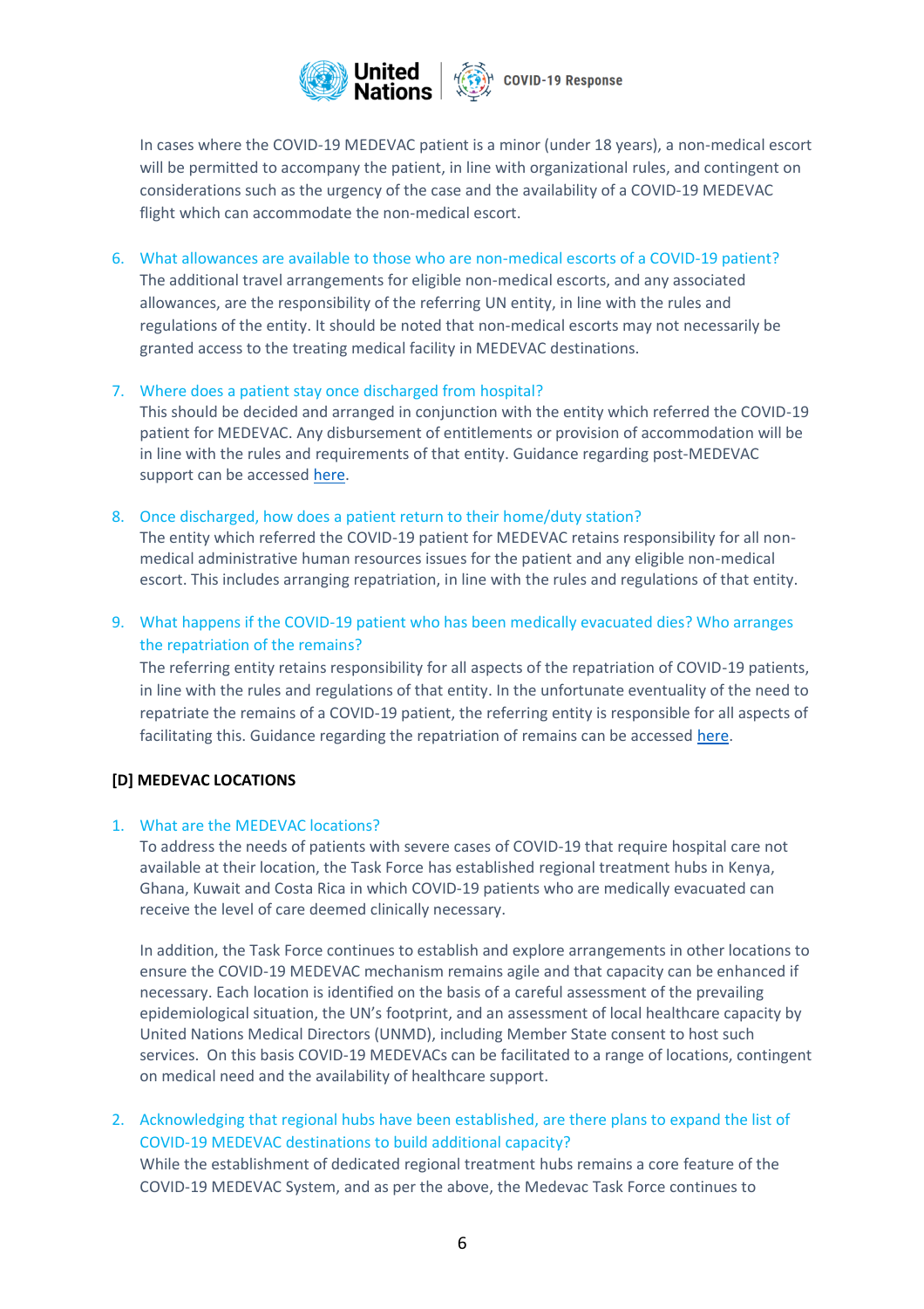In cases where the COVID-19 MEDEVAC patient is a minor (under 18 years), a non-medical escort will be permitted to accompany the patient, in line with organizational rules, and contingent on considerations such as the urgency of the case and the availability of a COVID-19 MEDEVAC flight which can accommodate the non-medical escort.

6. What allowances are available to those who are non-medical escorts of a COVID-19 patient?
   The additional travel arrangements for eligible non-medical escorts, and any associated allowances, are the responsibility of the referring UN entity, in line with the rules and regulations of the entity. It should be noted that non-medical escorts may not necessarily be granted access to the treating medical facility in MEDEVAC destinations.

7. Where does a patient stay once discharged from hospital?
   This should be decided and arranged in conjunction with the entity which referred the COVID-19 patient for MEDEVAC. Any disbursement of entitlements or provision of accommodation will be in line with the rules and requirements of that entity. Guidance regarding post-MEDEVAC support can be accessed here.

8. Once discharged, how does a patient return to their home/duty station?
   The entity which referred the COVID-19 patient for MEDEVAC retains responsibility for all non-medical administrative human resources issues for the patient and any eligible non-medical escort. This includes arranging repatriation, in line with the rules and regulations of that entity.

9. What happens if the COVID-19 patient who has been medically evacuated dies? Who arranges the repatriation of the remains?
   The referring entity retains responsibility for all aspects of the repatriation of COVID-19 patients, in line with the rules and regulations of that entity. In the unfortunate eventuality of the need to repatriate the remains of a COVID-19 patient, the referring entity is responsible for all aspects of facilitating this. Guidance regarding the repatriation of remains can be accessed here.

**[D] MEDEVAC LOCATIONS**

1. What are the MEDEVAC locations?
   To address the needs of patients with severe cases of COVID-19 that require hospital care not available at their location, the Task Force has established regional treatment hubs in Kenya, Ghana, Kuwait and Costa Rica in which COVID-19 patients who are medically evacuated can receive the level of care deemed clinically necessary.

   In addition, the Task Force continues to establish and explore arrangements in other locations to ensure the COVID-19 MEDEVAC mechanism remains agile and that capacity can be enhanced if necessary. Each location is identified on the basis of a careful assessment of the prevailing epidemiological situation, the UN's footprint, and an assessment of local healthcare capacity by United Nations Medical Directors (UNMD), including Member State consent to host such services. On this basis COVID-19 MEDEVACs can be facilitated to a range of locations, contingent on medical need and the availability of healthcare support.

2. Acknowledging that regional hubs have been established, are there plans to expand the list of COVID-19 MEDEVAC destinations to build additional capacity?
   While the establishment of dedicated regional treatment hubs remains a core feature of the COVID-19 MEDEVAC System, and as per the above, the Medevac Task Force continues to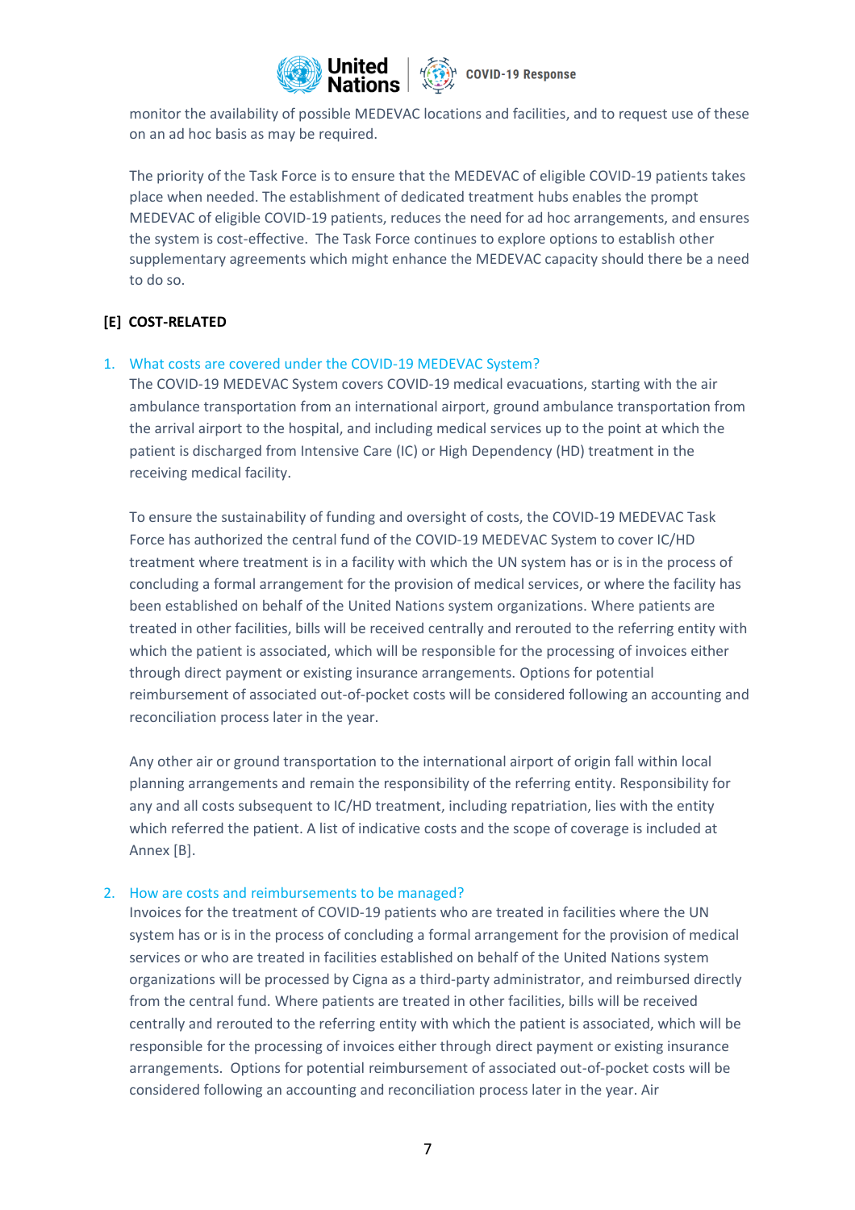monitor the availability of possible MEDEVAC locations and facilities, and to request use of these on an ad hoc basis as may be required.

The priority of the Task Force is to ensure that the MEDEVAC of eligible COVID-19 patients takes place when needed. The establishment of dedicated treatment hubs enables the prompt MEDEVAC of eligible COVID-19 patients, reduces the need for ad hoc arrangements, and ensures the system is cost-effective. The Task Force continues to explore options to establish other supplementary agreements which might enhance the MEDEVAC capacity should there be a need to do so.

## [E] COST-RELATED

1. What costs are covered under the COVID-19 MEDEVAC System?

The COVID-19 MEDEVAC System covers COVID-19 medical evacuations, starting with the air ambulance transportation from an international airport, ground ambulance transportation from the arrival airport to the hospital, and including medical services up to the point at which the patient is discharged from Intensive Care (IC) or High Dependency (HD) treatment in the receiving medical facility.

To ensure the sustainability of funding and oversight of costs, the COVID-19 MEDEVAC Task Force has authorized the central fund of the COVID-19 MEDEVAC System to cover IC/HD treatment where treatment is in a facility with which the UN system has or is in the process of concluding a formal arrangement for the provision of medical services, or where the facility has been established on behalf of the United Nations system organizations. Where patients are treated in other facilities, bills will be received centrally and rerouted to the referring entity with which the patient is associated, which will be responsible for the processing of invoices either through direct payment or existing insurance arrangements. Options for potential reimbursement of associated out-of-pocket costs will be considered following an accounting and reconciliation process later in the year.

Any other air or ground transportation to the international airport of origin fall within local planning arrangements and remain the responsibility of the referring entity. Responsibility for any and all costs subsequent to IC/HD treatment, including repatriation, lies with the entity which referred the patient. A list of indicative costs and the scope of coverage is included at Annex [B].

2. How are costs and reimbursements to be managed?

Invoices for the treatment of COVID-19 patients who are treated in facilities where the UN system has or is in the process of concluding a formal arrangement for the provision of medical services or who are treated in facilities established on behalf of the United Nations system organizations will be processed by Cigna as a third-party administrator, and reimbursed directly from the central fund. Where patients are treated in other facilities, bills will be received centrally and rerouted to the referring entity with which the patient is associated, which will be responsible for the processing of invoices either through direct payment or existing insurance arrangements. Options for potential reimbursement of associated out-of-pocket costs will be considered following an accounting and reconciliation process later in the year. Air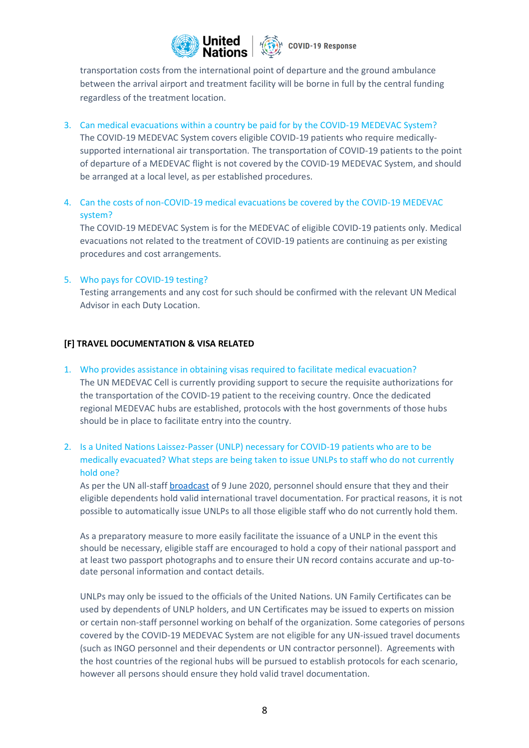transportation costs from the international point of departure and the ground ambulance between the arrival airport and treatment facility will be borne in full by the central funding regardless of the treatment location.

3. Can medical evacuations within a country be paid for by the COVID-19 MEDEVAC System?
   The COVID-19 MEDEVAC System covers eligible COVID-19 patients who require medically-supported international air transportation. The transportation of COVID-19 patients to the point of departure of a MEDEVAC flight is not covered by the COVID-19 MEDEVAC System, and should be arranged at a local level, as per established procedures.

4. Can the costs of non-COVID-19 medical evacuations be covered by the COVID-19 MEDEVAC system?
   The COVID-19 MEDEVAC System is for the MEDEVAC of eligible COVID-19 patients only. Medical evacuations not related to the treatment of COVID-19 patients are continuing as per existing procedures and cost arrangements.

5. Who pays for COVID-19 testing?
   Testing arrangements and any cost for such should be confirmed with the relevant UN Medical Advisor in each Duty Location.

**[F] TRAVEL DOCUMENTATION & VISA RELATED**

1. Who provides assistance in obtaining visas required to facilitate medical evacuation?
   The UN MEDEVAC Cell is currently providing support to secure the requisite authorizations for the transportation of the COVID-19 patient to the receiving country. Once the dedicated regional MEDEVAC hubs are established, protocols with the host governments of those hubs should be in place to facilitate entry into the country.

2. Is a United Nations Laissez-Passer (UNLP) necessary for COVID-19 patients who are to be medically evacuated? What steps are being taken to issue UNLPs to staff who do not currently hold one?
   As per the UN all-staff broadcast of 9 June 2020, personnel should ensure that they and their eligible dependents hold valid international travel documentation. For practical reasons, it is not possible to automatically issue UNLPs to all those eligible staff who do not currently hold them.

   As a preparatory measure to more easily facilitate the issuance of a UNLP in the event this should be necessary, eligible staff are encouraged to hold a copy of their national passport and at least two passport photographs and to ensure their UN record contains accurate and up-to-date personal information and contact details.

   UNLPs may only be issued to the officials of the United Nations. UN Family Certificates can be used by dependents of UNLP holders, and UN Certificates may be issued to experts on mission or certain non-staff personnel working on behalf of the organization. Some categories of persons covered by the COVID-19 MEDEVAC System are not eligible for any UN-issued travel documents (such as INGO personnel and their dependents or UN contractor personnel). Agreements with the host countries of the regional hubs will be pursued to establish protocols for each scenario, however all persons should ensure they hold valid travel documentation.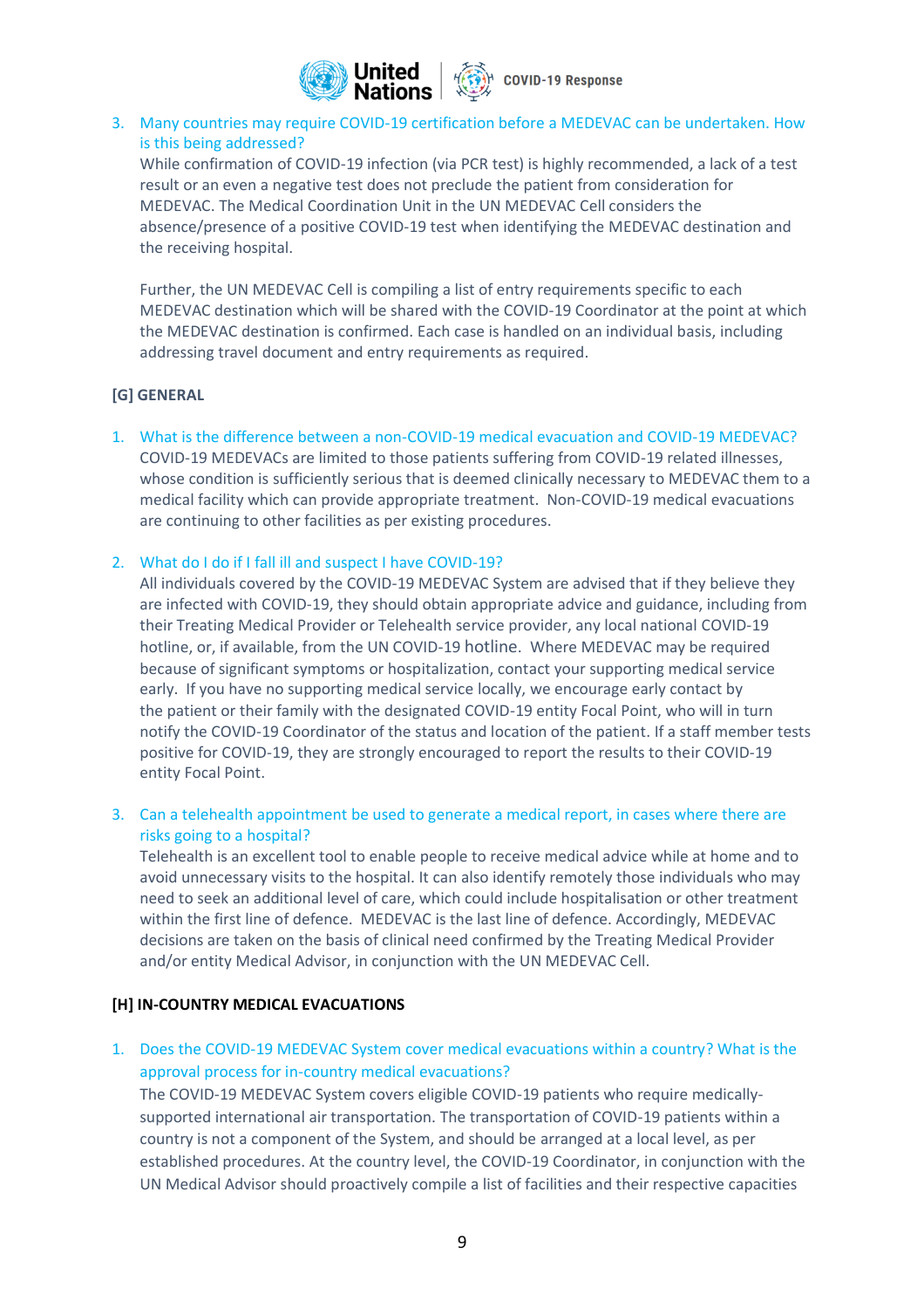3. Many countries may require COVID-19 certification before a MEDEVAC can be undertaken. How is this being addressed?

   While confirmation of COVID-19 infection (via PCR test) is highly recommended, a lack of a test result or an even a negative test does not preclude the patient from consideration for MEDEVAC. The Medical Coordination Unit in the UN MEDEVAC Cell considers the absence/presence of a positive COVID-19 test when identifying the MEDEVAC destination and the receiving hospital.

   Further, the UN MEDEVAC Cell is compiling a list of entry requirements specific to each MEDEVAC destination which will be shared with the COVID-19 Coordinator at the point at which the MEDEVAC destination is confirmed. Each case is handled on an individual basis, including addressing travel document and entry requirements as required.

**[G] GENERAL**

1. What is the difference between a non-COVID-19 medical evacuation and COVID-19 MEDEVAC?

   COVID-19 MEDEVACs are limited to those patients suffering from COVID-19 related illnesses, whose condition is sufficiently serious that is deemed clinically necessary to MEDEVAC them to a medical facility which can provide appropriate treatment. Non-COVID-19 medical evacuations are continuing to other facilities as per existing procedures.

2. What do I do if I fall ill and suspect I have COVID-19?

   All individuals covered by the COVID-19 MEDEVAC System are advised that if they believe they are infected with COVID-19, they should obtain appropriate advice and guidance, including from their Treating Medical Provider or Telehealth service provider, any local national COVID-19 hotline, or, if available, from the UN COVID-19 hotline. Where MEDEVAC may be required because of significant symptoms or hospitalization, contact your supporting medical service early. If you have no supporting medical service locally, we encourage early contact by the patient or their family with the designated COVID-19 entity Focal Point, who will in turn notify the COVID-19 Coordinator of the status and location of the patient. If a staff member tests positive for COVID-19, they are strongly encouraged to report the results to their COVID-19 entity Focal Point.

3. Can a telehealth appointment be used to generate a medical report, in cases where there are risks going to a hospital?

   Telehealth is an excellent tool to enable people to receive medical advice while at home and to avoid unnecessary visits to the hospital. It can also identify remotely those individuals who may need to seek an additional level of care, which could include hospitalisation or other treatment within the first line of defence. MEDEVAC is the last line of defence. Accordingly, MEDEVAC decisions are taken on the basis of clinical need confirmed by the Treating Medical Provider and/or entity Medical Advisor, in conjunction with the UN MEDEVAC Cell.

**[H] IN-COUNTRY MEDICAL EVACUATIONS**

1. Does the COVID-19 MEDEVAC System cover medical evacuations within a country? What is the approval process for in-country medical evacuations?

   The COVID-19 MEDEVAC System covers eligible COVID-19 patients who require medically-supported international air transportation. The transportation of COVID-19 patients within a country is not a component of the System, and should be arranged at a local level, as per established procedures. At the country level, the COVID-19 Coordinator, in conjunction with the UN Medical Advisor should proactively compile a list of facilities and their respective capacities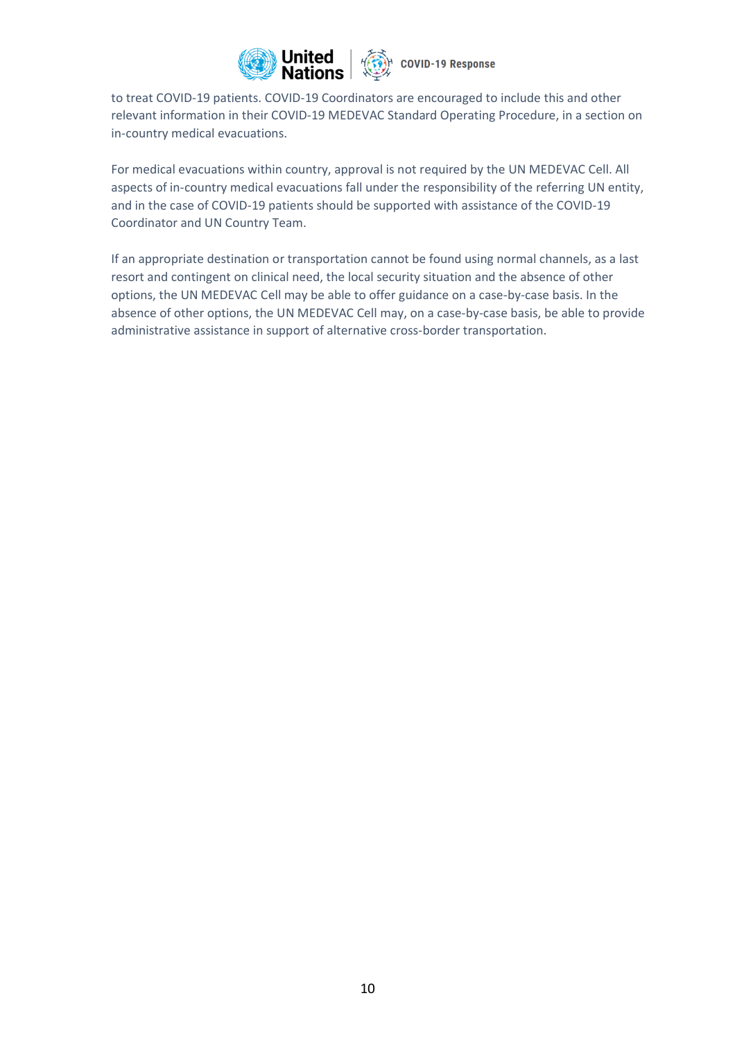to treat COVID-19 patients. COVID-19 Coordinators are encouraged to include this and other relevant information in their COVID-19 MEDEVAC Standard Operating Procedure, in a section on in-country medical evacuations.

For medical evacuations within country, approval is not required by the UN MEDEVAC Cell. All aspects of in-country medical evacuations fall under the responsibility of the referring UN entity, and in the case of COVID-19 patients should be supported with assistance of the COVID-19 Coordinator and UN Country Team.

If an appropriate destination or transportation cannot be found using normal channels, as a last resort and contingent on clinical need, the local security situation and the absence of other options, the UN MEDEVAC Cell may be able to offer guidance on a case-by-case basis. In the absence of other options, the UN MEDEVAC Cell may, on a case-by-case basis, be able to provide administrative assistance in support of alternative cross-border transportation.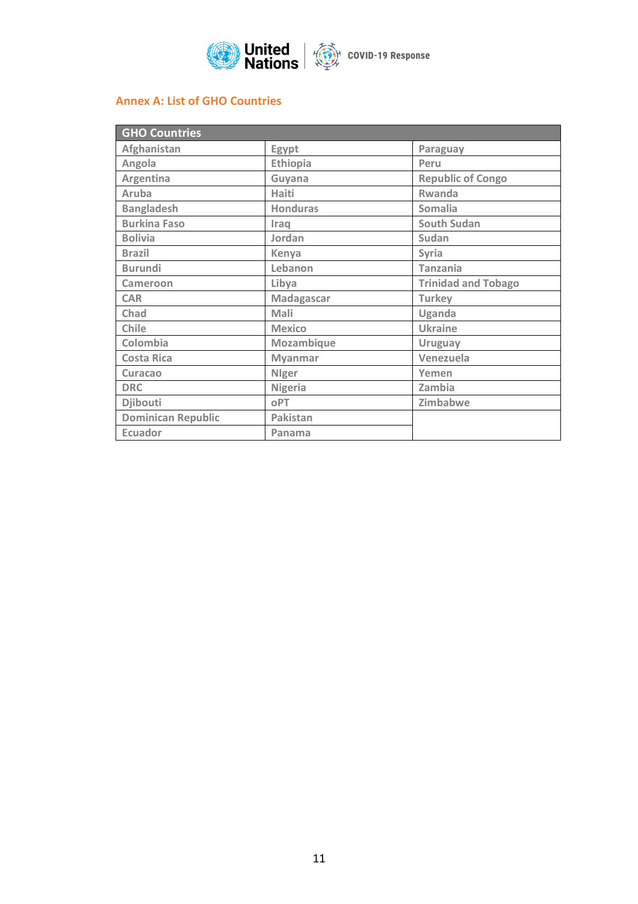## Annex A: List of GHO Countries

| GHO Countries | | |
|---|---|---|
| Afghanistan | Egypt | Paraguay |
| Angola | Ethiopia | Peru |
| Argentina | Guyana | Republic of Congo |
| Aruba | Haiti | Rwanda |
| Bangladesh | Honduras | Somalia |
| Burkina Faso | Iraq | South Sudan |
| Bolivia | Jordan | Sudan |
| Brazil | Kenya | Syria |
| Burundi | Lebanon | Tanzania |
| Cameroon | Libya | Trinidad and Tobago |
| CAR | Madagascar | Turkey |
| Chad | Mali | Uganda |
| Chile | Mexico | Ukraine |
| Colombia | Mozambique | Uruguay |
| Costa Rica | Myanmar | Venezuela |
| Curacao | NIger | Yemen |
| DRC | Nigeria | Zambia |
| Djibouti | oPT | Zimbabwe |
| Dominican Republic | Pakistan | |
| Ecuador | Panama | |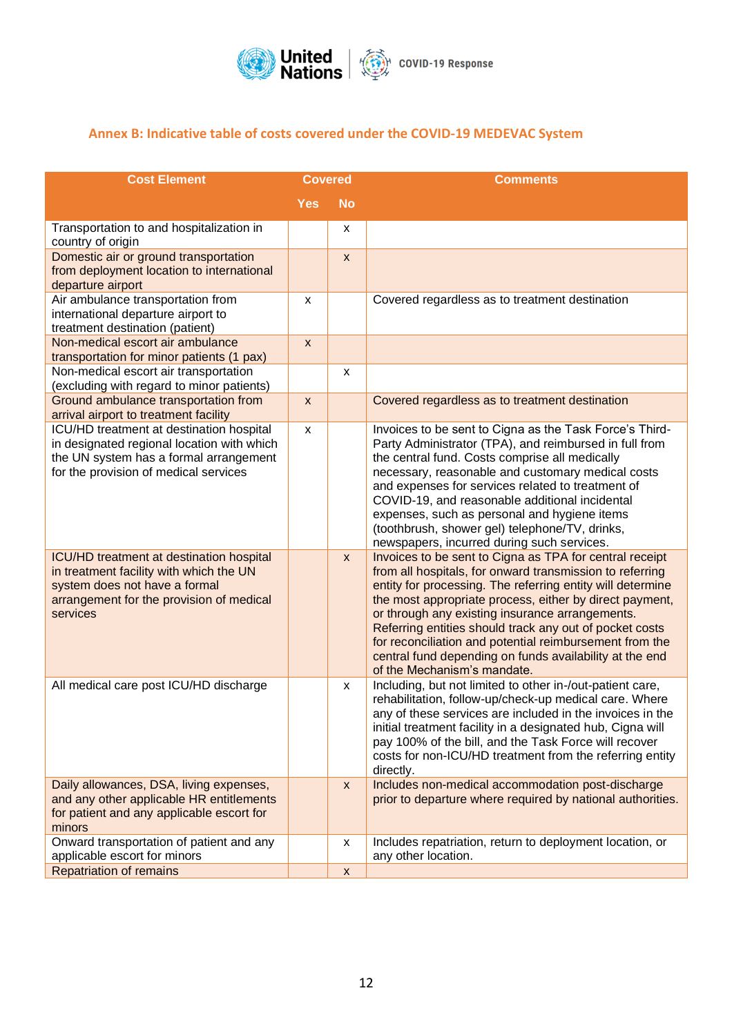## Annex B: Indicative table of costs covered under the COVID-19 MEDEVAC System

| Cost Element | Covered | | Comments |
|---|---|---|---|
| | Yes | No | |
| Transportation to and hospitalization in country of origin | | x | |
| Domestic air or ground transportation from deployment location to international departure airport | | x | |
| Air ambulance transportation from international departure airport to treatment destination (patient) | x | | Covered regardless as to treatment destination |
| Non-medical escort air ambulance transportation for minor patients (1 pax) | x | | |
| Non-medical escort air transportation (excluding with regard to minor patients) | | x | |
| Ground ambulance transportation from arrival airport to treatment facility | x | | Covered regardless as to treatment destination |
| ICU/HD treatment at destination hospital in designated regional location with which the UN system has a formal arrangement for the provision of medical services | x | | Invoices to be sent to Cigna as the Task Force's Third-Party Administrator (TPA), and reimbursed in full from the central fund. Costs comprise all medically necessary, reasonable and customary medical costs and expenses for services related to treatment of COVID-19, and reasonable additional incidental expenses, such as personal and hygiene items (toothbrush, shower gel) telephone/TV, drinks, newspapers, incurred during such services. |
| ICU/HD treatment at destination hospital in treatment facility with which the UN system does not have a formal arrangement for the provision of medical services | | x | Invoices to be sent to Cigna as TPA for central receipt from all hospitals, for onward transmission to referring entity for processing. The referring entity will determine the most appropriate process, either by direct payment, or through any existing insurance arrangements. Referring entities should track any out of pocket costs for reconciliation and potential reimbursement from the central fund depending on funds availability at the end of the Mechanism's mandate. |
| All medical care post ICU/HD discharge | | x | Including, but not limited to other in-/out-patient care, rehabilitation, follow-up/check-up medical care. Where any of these services are included in the invoices in the initial treatment facility in a designated hub, Cigna will pay 100% of the bill, and the Task Force will recover costs for non-ICU/HD treatment from the referring entity directly. |
| Daily allowances, DSA, living expenses, and any other applicable HR entitlements for patient and any applicable escort for minors | | x | Includes non-medical accommodation post-discharge prior to departure where required by national authorities. |
| Onward transportation of patient and any applicable escort for minors | | x | Includes repatriation, return to deployment location, or any other location. |
| Repatriation of remains | | x | |